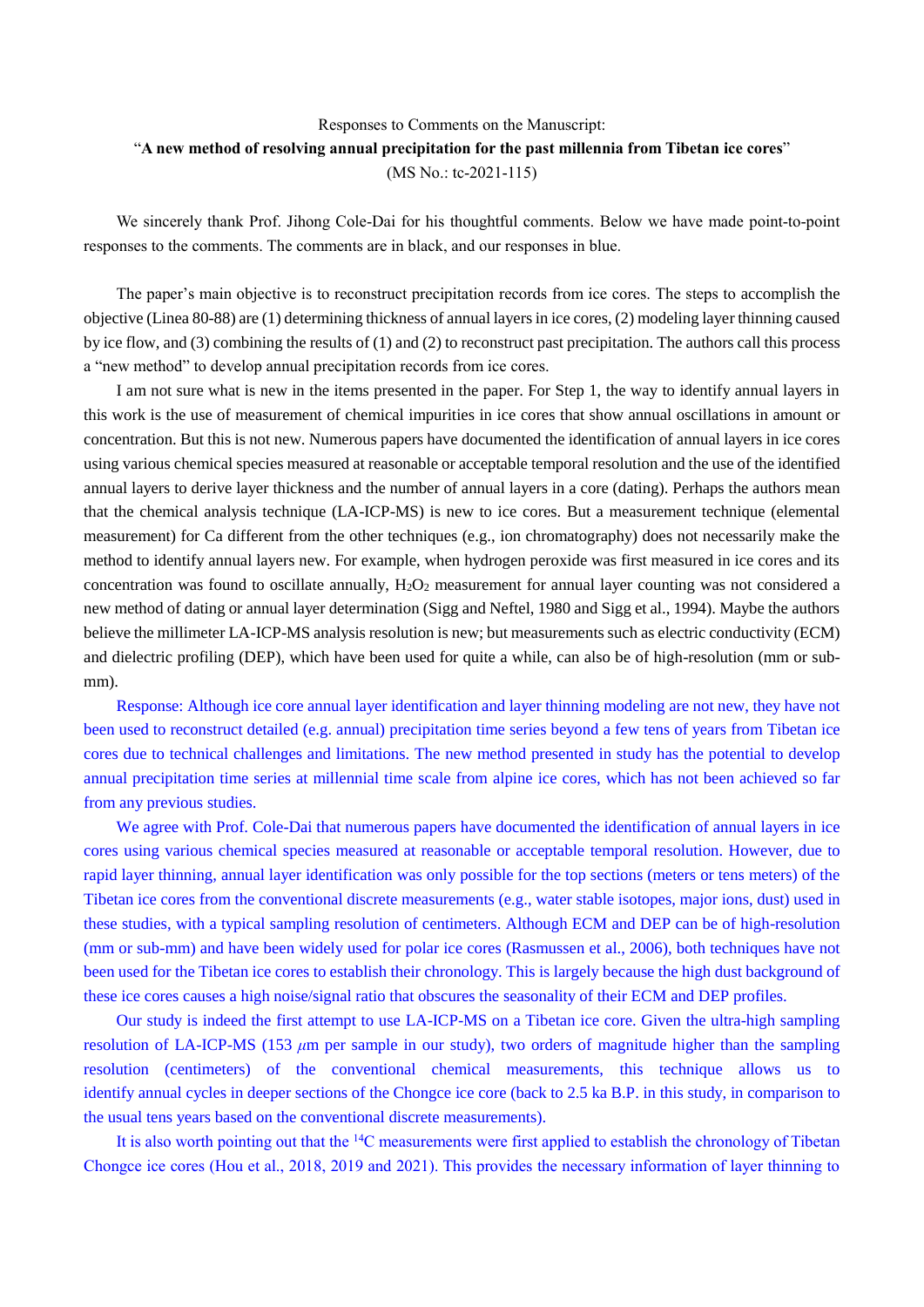Responses to Comments on the Manuscript:

"**A new method of resolving annual precipitation for the past millennia from Tibetan ice cores**"

(MS No.: tc-2021-115)

We sincerely thank Prof. Jihong Cole-Dai for his thoughtful comments. Below we have made point-to-point responses to the comments. The comments are in black, and our responses in blue.

The paper's main objective is to reconstruct precipitation records from ice cores. The steps to accomplish the objective (Linea 80-88) are (1) determining thickness of annual layers in ice cores, (2) modeling layer thinning caused by ice flow, and (3) combining the results of (1) and (2) to reconstruct past precipitation. The authors call this process a "new method" to develop annual precipitation records from ice cores.

I am not sure what is new in the items presented in the paper. For Step 1, the way to identify annual layers in this work is the use of measurement of chemical impurities in ice cores that show annual oscillations in amount or concentration. But this is not new. Numerous papers have documented the identification of annual layers in ice cores using various chemical species measured at reasonable or acceptable temporal resolution and the use of the identified annual layers to derive layer thickness and the number of annual layers in a core (dating). Perhaps the authors mean that the chemical analysis technique (LA-ICP-MS) is new to ice cores. But a measurement technique (elemental measurement) for Ca different from the other techniques (e.g., ion chromatography) does not necessarily make the method to identify annual layers new. For example, when hydrogen peroxide was first measured in ice cores and its concentration was found to oscillate annually, $H_2O_2$ measurement for annual layer counting was not considered a new method of dating or annual layer determination (Sigg and Neftel, 1980 and Sigg et al., 1994). Maybe the authors believe the millimeter LA-ICP-MS analysis resolution is new; but measurements such as electric conductivity (ECM) and dielectric profiling (DEP), which have been used for quite a while, can also be of high-resolution (mm or sub-mm).

Response: Although ice core annual layer identification and layer thinning modeling are not new, they have not been used to reconstruct detailed (e.g. annual) precipitation time series beyond a few tens of years from Tibetan ice cores due to technical challenges and limitations. The new method presented in study has the potential to develop annual precipitation time series at millennial time scale from alpine ice cores, which has not been achieved so far from any previous studies.

We agree with Prof. Cole-Dai that numerous papers have documented the identification of annual layers in ice cores using various chemical species measured at reasonable or acceptable temporal resolution. However, due to rapid layer thinning, annual layer identification was only possible for the top sections (meters or tens meters) of the Tibetan ice cores from the conventional discrete measurements (e.g., water stable isotopes, major ions, dust) used in these studies, with a typical sampling resolution of centimeters. Although ECM and DEP can be of high-resolution (mm or sub-mm) and have been widely used for polar ice cores (Rasmussen et al., 2006), both techniques have not been used for the Tibetan ice cores to establish their chronology. This is largely because the high dust background of these ice cores causes a high noise/signal ratio that obscures the seasonality of their ECM and DEP profiles.

Our study is indeed the first attempt to use LA-ICP-MS on a Tibetan ice core. Given the ultra-high sampling resolution of LA-ICP-MS (153 $\mu$m per sample in our study), two orders of magnitude higher than the sampling resolution (centimeters) of the conventional chemical measurements, this technique allows us to identify annual cycles in deeper sections of the Chongce ice core (back to 2.5 ka B.P. in this study, in comparison to the usual tens years based on the conventional discrete measurements).

It is also worth pointing out that the $^{14}$C measurements were first applied to establish the chronology of Tibetan Chongce ice cores (Hou et al., 2018, 2019 and 2021). This provides the necessary information of layer thinning to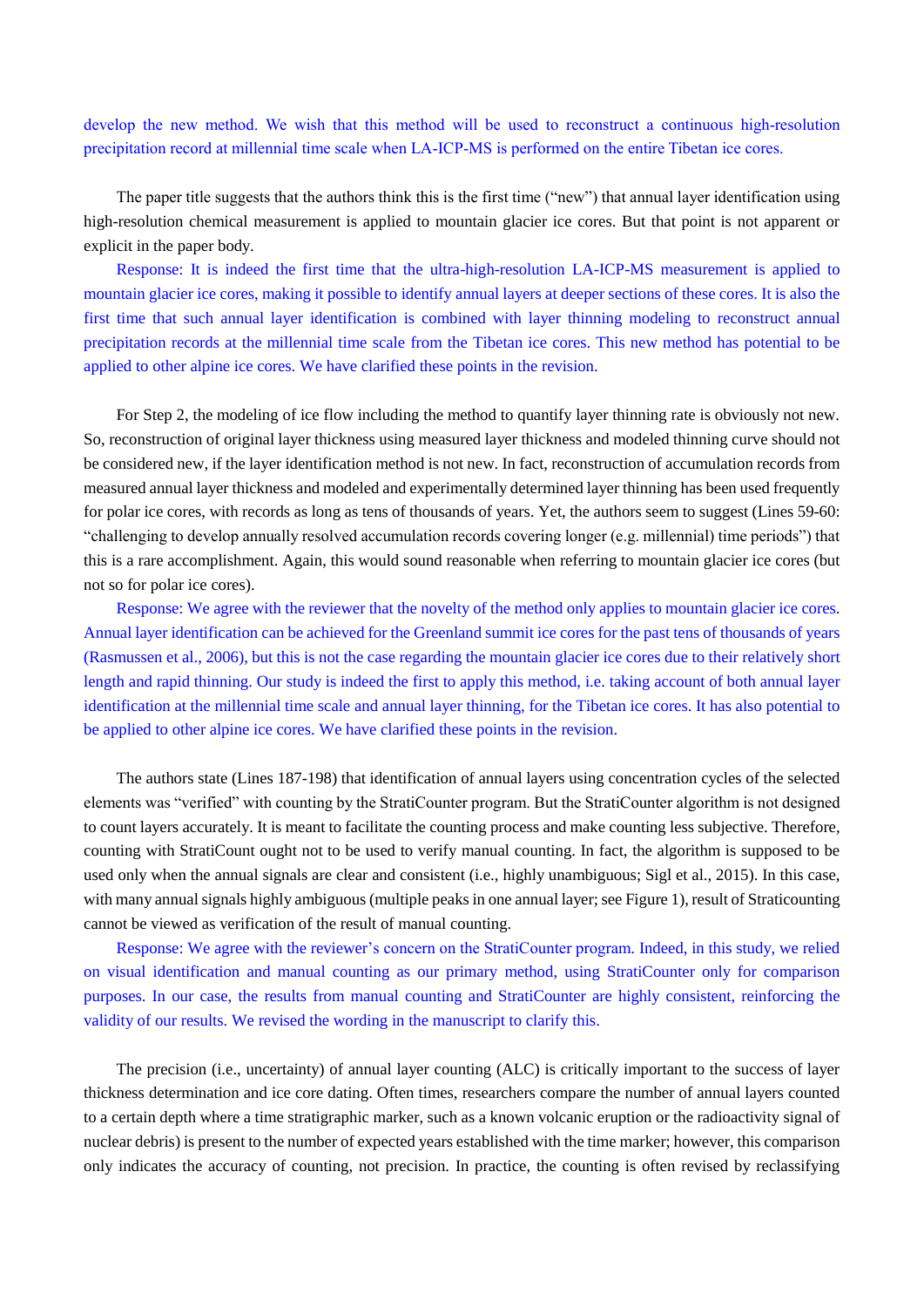develop the new method. We wish that this method will be used to reconstruct a continuous high-resolution precipitation record at millennial time scale when LA-ICP-MS is performed on the entire Tibetan ice cores.

The paper title suggests that the authors think this is the first time ("new") that annual layer identification using high-resolution chemical measurement is applied to mountain glacier ice cores. But that point is not apparent or explicit in the paper body.

Response: It is indeed the first time that the ultra-high-resolution LA-ICP-MS measurement is applied to mountain glacier ice cores, making it possible to identify annual layers at deeper sections of these cores. It is also the first time that such annual layer identification is combined with layer thinning modeling to reconstruct annual precipitation records at the millennial time scale from the Tibetan ice cores. This new method has potential to be applied to other alpine ice cores. We have clarified these points in the revision.

For Step 2, the modeling of ice flow including the method to quantify layer thinning rate is obviously not new. So, reconstruction of original layer thickness using measured layer thickness and modeled thinning curve should not be considered new, if the layer identification method is not new. In fact, reconstruction of accumulation records from measured annual layer thickness and modeled and experimentally determined layer thinning has been used frequently for polar ice cores, with records as long as tens of thousands of years. Yet, the authors seem to suggest (Lines 59-60: "challenging to develop annually resolved accumulation records covering longer (e.g. millennial) time periods") that this is a rare accomplishment. Again, this would sound reasonable when referring to mountain glacier ice cores (but not so for polar ice cores).

Response: We agree with the reviewer that the novelty of the method only applies to mountain glacier ice cores. Annual layer identification can be achieved for the Greenland summit ice cores for the past tens of thousands of years (Rasmussen et al., 2006), but this is not the case regarding the mountain glacier ice cores due to their relatively short length and rapid thinning. Our study is indeed the first to apply this method, i.e. taking account of both annual layer identification at the millennial time scale and annual layer thinning, for the Tibetan ice cores. It has also potential to be applied to other alpine ice cores. We have clarified these points in the revision.

The authors state (Lines 187-198) that identification of annual layers using concentration cycles of the selected elements was "verified" with counting by the StratiCounter program. But the StratiCounter algorithm is not designed to count layers accurately. It is meant to facilitate the counting process and make counting less subjective. Therefore, counting with StratiCount ought not to be used to verify manual counting. In fact, the algorithm is supposed to be used only when the annual signals are clear and consistent (i.e., highly unambiguous; Sigl et al., 2015). In this case, with many annual signals highly ambiguous (multiple peaks in one annual layer; see Figure 1), result of Straticounting cannot be viewed as verification of the result of manual counting.

Response: We agree with the reviewer's concern on the StratiCounter program. Indeed, in this study, we relied on visual identification and manual counting as our primary method, using StratiCounter only for comparison purposes. In our case, the results from manual counting and StratiCounter are highly consistent, reinforcing the validity of our results. We revised the wording in the manuscript to clarify this.

The precision (i.e., uncertainty) of annual layer counting (ALC) is critically important to the success of layer thickness determination and ice core dating. Often times, researchers compare the number of annual layers counted to a certain depth where a time stratigraphic marker, such as a known volcanic eruption or the radioactivity signal of nuclear debris) is present to the number of expected years established with the time marker; however, this comparison only indicates the accuracy of counting, not precision. In practice, the counting is often revised by reclassifying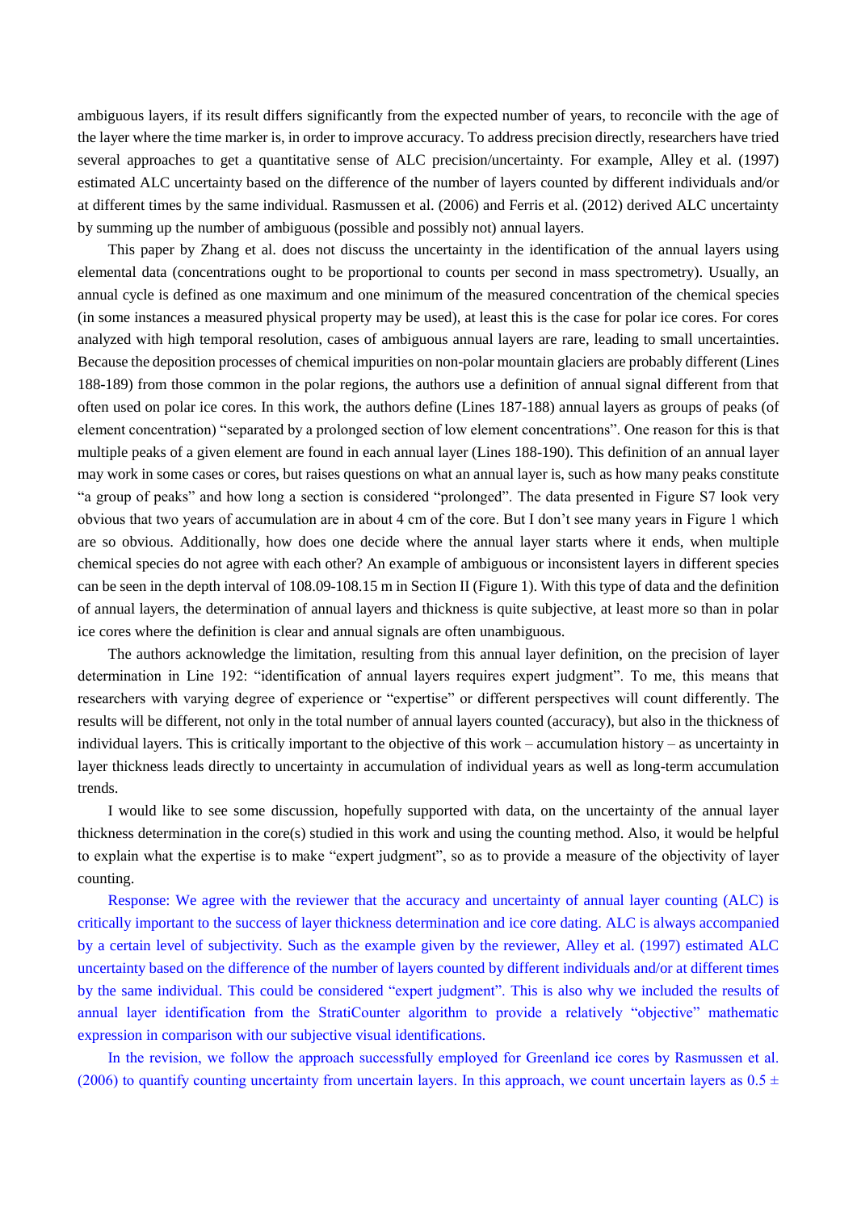ambiguous layers, if its result differs significantly from the expected number of years, to reconcile with the age of the layer where the time marker is, in order to improve accuracy. To address precision directly, researchers have tried several approaches to get a quantitative sense of ALC precision/uncertainty. For example, Alley et al. (1997) estimated ALC uncertainty based on the difference of the number of layers counted by different individuals and/or at different times by the same individual. Rasmussen et al. (2006) and Ferris et al. (2012) derived ALC uncertainty by summing up the number of ambiguous (possible and possibly not) annual layers.

This paper by Zhang et al. does not discuss the uncertainty in the identification of the annual layers using elemental data (concentrations ought to be proportional to counts per second in mass spectrometry). Usually, an annual cycle is defined as one maximum and one minimum of the measured concentration of the chemical species (in some instances a measured physical property may be used), at least this is the case for polar ice cores. For cores analyzed with high temporal resolution, cases of ambiguous annual layers are rare, leading to small uncertainties. Because the deposition processes of chemical impurities on non-polar mountain glaciers are probably different (Lines 188-189) from those common in the polar regions, the authors use a definition of annual signal different from that often used on polar ice cores. In this work, the authors define (Lines 187-188) annual layers as groups of peaks (of element concentration) "separated by a prolonged section of low element concentrations". One reason for this is that multiple peaks of a given element are found in each annual layer (Lines 188-190). This definition of an annual layer may work in some cases or cores, but raises questions on what an annual layer is, such as how many peaks constitute "a group of peaks" and how long a section is considered "prolonged". The data presented in Figure S7 look very obvious that two years of accumulation are in about 4 cm of the core. But I don't see many years in Figure 1 which are so obvious. Additionally, how does one decide where the annual layer starts where it ends, when multiple chemical species do not agree with each other? An example of ambiguous or inconsistent layers in different species can be seen in the depth interval of 108.09-108.15 m in Section II (Figure 1). With this type of data and the definition of annual layers, the determination of annual layers and thickness is quite subjective, at least more so than in polar ice cores where the definition is clear and annual signals are often unambiguous.

The authors acknowledge the limitation, resulting from this annual layer definition, on the precision of layer determination in Line 192: "identification of annual layers requires expert judgment". To me, this means that researchers with varying degree of experience or "expertise" or different perspectives will count differently. The results will be different, not only in the total number of annual layers counted (accuracy), but also in the thickness of individual layers. This is critically important to the objective of this work – accumulation history – as uncertainty in layer thickness leads directly to uncertainty in accumulation of individual years as well as long-term accumulation trends.

I would like to see some discussion, hopefully supported with data, on the uncertainty of the annual layer thickness determination in the core(s) studied in this work and using the counting method. Also, it would be helpful to explain what the expertise is to make "expert judgment", so as to provide a measure of the objectivity of layer counting.

Response: We agree with the reviewer that the accuracy and uncertainty of annual layer counting (ALC) is critically important to the success of layer thickness determination and ice core dating. ALC is always accompanied by a certain level of subjectivity. Such as the example given by the reviewer, Alley et al. (1997) estimated ALC uncertainty based on the difference of the number of layers counted by different individuals and/or at different times by the same individual. This could be considered "expert judgment". This is also why we included the results of annual layer identification from the StratiCounter algorithm to provide a relatively "objective" mathematic expression in comparison with our subjective visual identifications.

In the revision, we follow the approach successfully employed for Greenland ice cores by Rasmussen et al. (2006) to quantify counting uncertainty from uncertain layers. In this approach, we count uncertain layers as 0.5 ±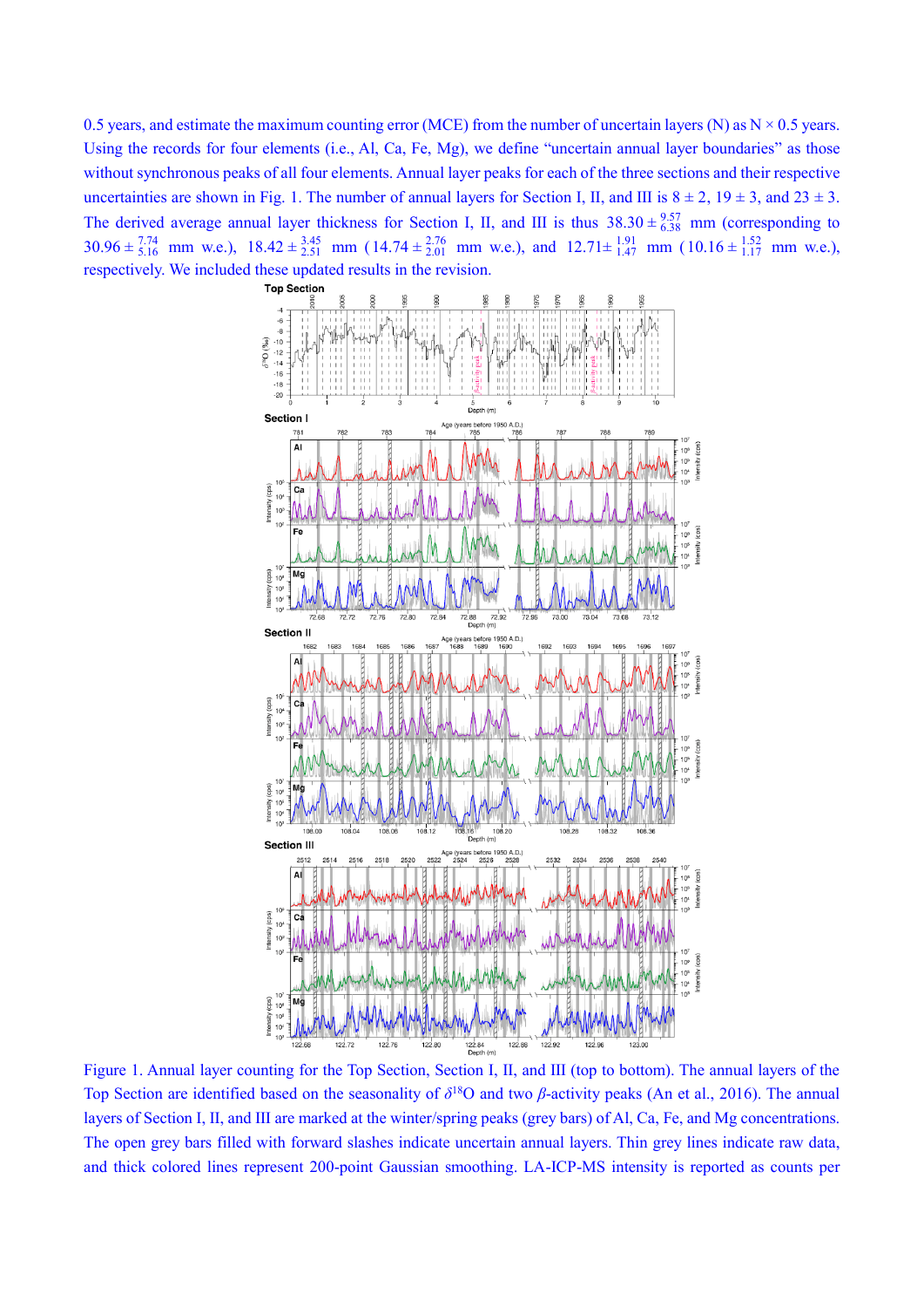0.5 years, and estimate the maximum counting error (MCE) from the number of uncertain layers (N) as N × 0.5 years. Using the records for four elements (i.e., Al, Ca, Fe, Mg), we define "uncertain annual layer boundaries" as those without synchronous peaks of all four elements. Annual layer peaks for each of the three sections and their respective uncertainties are shown in Fig. 1. The number of annual layers for Section I, II, and III is 8 ± 2, 19 ± 3, and 23 ± 3. The derived average annual layer thickness for Section I, II, and III is thus $38.30 \pm^{9.57}_{6.38}$ mm (corresponding to $30.96 \pm^{7.74}_{5.16}$ mm w.e.), $18.42 \pm^{3.45}_{2.51}$ mm ($14.74 \pm^{2.76}_{2.01}$ mm w.e.), and $12.71 \pm^{1.91}_{1.47}$ mm ($10.16 \pm^{1.52}_{1.17}$ mm w.e.), respectively. We included these updated results in the revision.

Figure 1. Annual layer counting for the Top Section, Section I, II, and III (top to bottom). The annual layers of the Top Section are identified based on the seasonality of $\delta^{18}O$ and two $\beta$-activity peaks (An et al., 2016). The annual layers of Section I, II, and III are marked at the winter/spring peaks (grey bars) of Al, Ca, Fe, and Mg concentrations. The open grey bars filled with forward slashes indicate uncertain annual layers. Thin grey lines indicate raw data, and thick colored lines represent 200-point Gaussian smoothing. LA-ICP-MS intensity is reported as counts per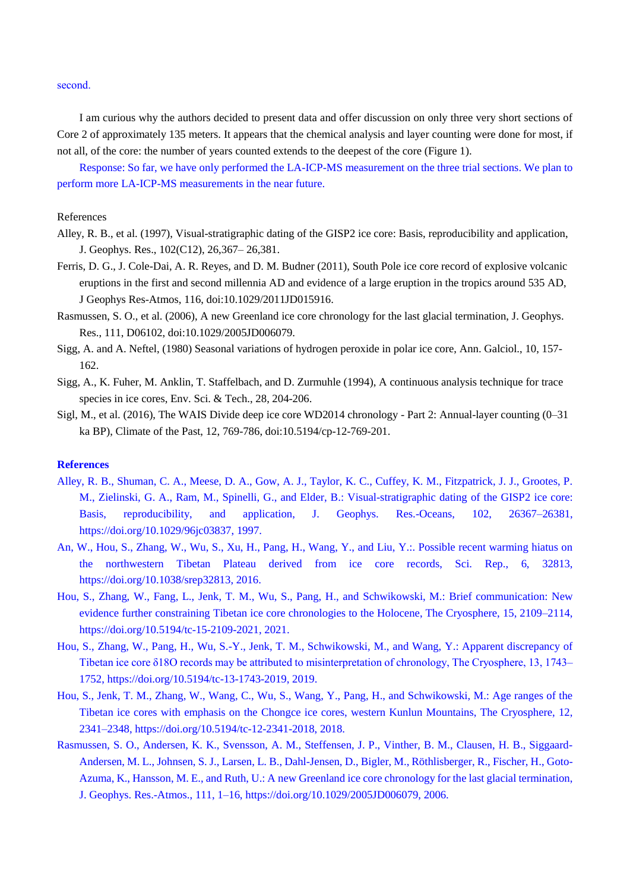second.

I am curious why the authors decided to present data and offer discussion on only three very short sections of Core 2 of approximately 135 meters. It appears that the chemical analysis and layer counting were done for most, if not all, of the core: the number of years counted extends to the deepest of the core (Figure 1).

Response: So far, we have only performed the LA-ICP-MS measurement on the three trial sections. We plan to perform more LA-ICP-MS measurements in the near future.

References

Alley, R. B., et al. (1997), Visual-stratigraphic dating of the GISP2 ice core: Basis, reproducibility and application, J. Geophys. Res., 102(C12), 26,367– 26,381.

Ferris, D. G., J. Cole-Dai, A. R. Reyes, and D. M. Budner (2011), South Pole ice core record of explosive volcanic eruptions in the first and second millennia AD and evidence of a large eruption in the tropics around 535 AD, J Geophys Res-Atmos, 116, doi:10.1029/2011JD015916.

Rasmussen, S. O., et al. (2006), A new Greenland ice core chronology for the last glacial termination, J. Geophys. Res., 111, D06102, doi:10.1029/2005JD006079.

Sigg, A. and A. Neftel, (1980) Seasonal variations of hydrogen peroxide in polar ice core, Ann. Galciol., 10, 157-162.

Sigg, A., K. Fuher, M. Anklin, T. Staffelbach, and D. Zurmuhle (1994), A continuous analysis technique for trace species in ice cores, Env. Sci. & Tech., 28, 204-206.

Sigl, M., et al. (2016), The WAIS Divide deep ice core WD2014 chronology - Part 2: Annual-layer counting (0–31 ka BP), Climate of the Past, 12, 769-786, doi:10.5194/cp-12-769-201.

**References**

Alley, R. B., Shuman, C. A., Meese, D. A., Gow, A. J., Taylor, K. C., Cuffey, K. M., Fitzpatrick, J. J., Grootes, P. M., Zielinski, G. A., Ram, M., Spinelli, G., and Elder, B.: Visual-stratigraphic dating of the GISP2 ice core: Basis, reproducibility, and application, J. Geophys. Res.-Oceans, 102, 26367–26381, https://doi.org/10.1029/96jc03837, 1997.

An, W., Hou, S., Zhang, W., Wu, S., Xu, H., Pang, H., Wang, Y., and Liu, Y.:. Possible recent warming hiatus on the northwestern Tibetan Plateau derived from ice core records, Sci. Rep., 6, 32813, https://doi.org/10.1038/srep32813, 2016.

Hou, S., Zhang, W., Fang, L., Jenk, T. M., Wu, S., Pang, H., and Schwikowski, M.: Brief communication: New evidence further constraining Tibetan ice core chronologies to the Holocene, The Cryosphere, 15, 2109–2114, https://doi.org/10.5194/tc-15-2109-2021, 2021.

Hou, S., Zhang, W., Pang, H., Wu, S.-Y., Jenk, T. M., Schwikowski, M., and Wang, Y.: Apparent discrepancy of Tibetan ice core δ18O records may be attributed to misinterpretation of chronology, The Cryosphere, 13, 1743–1752, https://doi.org/10.5194/tc-13-1743-2019, 2019.

Hou, S., Jenk, T. M., Zhang, W., Wang, C., Wu, S., Wang, Y., Pang, H., and Schwikowski, M.: Age ranges of the Tibetan ice cores with emphasis on the Chongce ice cores, western Kunlun Mountains, The Cryosphere, 12, 2341–2348, https://doi.org/10.5194/tc-12-2341-2018, 2018.

Rasmussen, S. O., Andersen, K. K., Svensson, A. M., Steffensen, J. P., Vinther, B. M., Clausen, H. B., Siggaard-Andersen, M. L., Johnsen, S. J., Larsen, L. B., Dahl-Jensen, D., Bigler, M., Röthlisberger, R., Fischer, H., Goto-Azuma, K., Hansson, M. E., and Ruth, U.: A new Greenland ice core chronology for the last glacial termination, J. Geophys. Res.-Atmos., 111, 1–16, https://doi.org/10.1029/2005JD006079, 2006.